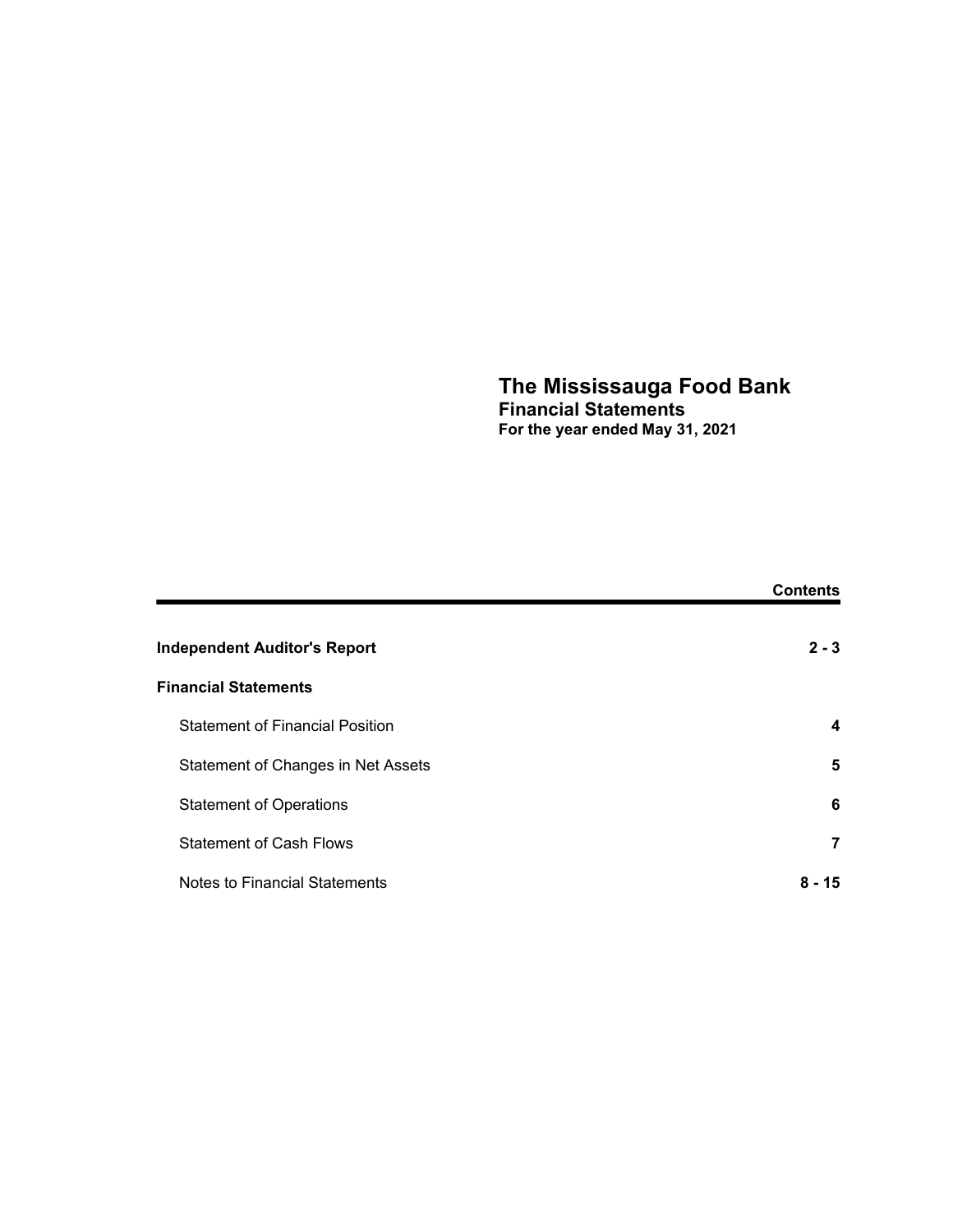# The Mississauga Food Bank
## Financial Statements
### For the year ended May 31, 2021

| | Contents |
|---|---|
| **Independent Auditor's Report** | **2 - 3** |
| **Financial Statements** | |
| Statement of Financial Position | **4** |
| Statement of Changes in Net Assets | **5** |
| Statement of Operations | **6** |
| Statement of Cash Flows | **7** |
| Notes to Financial Statements | **8 - 15** |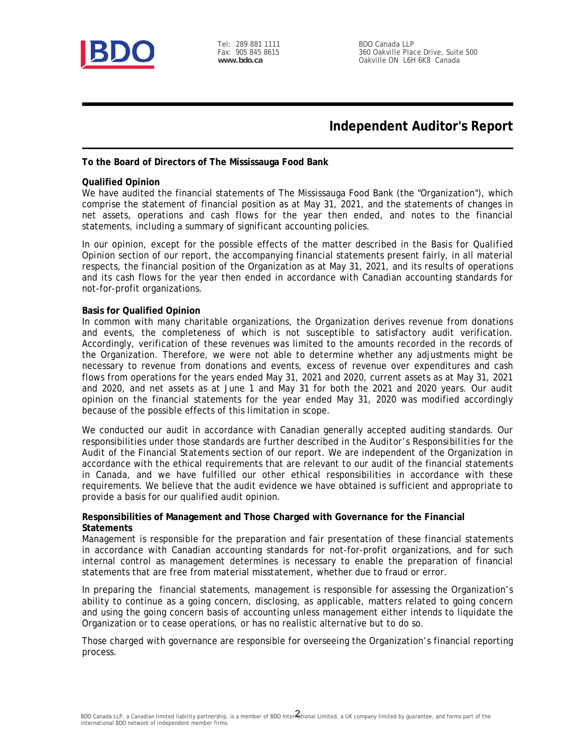Tel: 289 881 1111
Fax: 905 845 8615
**www.bdo.ca**

BDO Canada LLP
360 Oakville Place Drive, Suite 500
Oakville ON L6H 6K8 Canada

# Independent Auditor's Report

**To the Board of Directors of The Mississauga Food Bank**

**Qualified Opinion**

We have audited the financial statements of The Mississauga Food Bank (the "Organization"), which comprise the statement of financial position as at May 31, 2021, and the statements of changes in net assets, operations and cash flows for the year then ended, and notes to the financial statements, including a summary of significant accounting policies.

In our opinion, except for the possible effects of the matter described in the Basis for Qualified Opinion section of our report, the accompanying financial statements present fairly, in all material respects, the financial position of the Organization as at May 31, 2021, and its results of operations and its cash flows for the year then ended in accordance with Canadian accounting standards for not-for-profit organizations.

**Basis for Qualified Opinion**

In common with many charitable organizations, the Organization derives revenue from donations and events, the completeness of which is not susceptible to satisfactory audit verification. Accordingly, verification of these revenues was limited to the amounts recorded in the records of the Organization. Therefore, we were not able to determine whether any adjustments might be necessary to revenue from donations and events, excess of revenue over expenditures and cash flows from operations for the years ended May 31, 2021 and 2020, current assets as at May 31, 2021 and 2020, and net assets as at June 1 and May 31 for both the 2021 and 2020 years. Our audit opinion on the financial statements for the year ended May 31, 2020 was modified accordingly because of the possible effects of this limitation in scope.

We conducted our audit in accordance with Canadian generally accepted auditing standards. Our responsibilities under those standards are further described in the *Auditor's Responsibilities for the Audit of the Financial Statements* section of our report. We are independent of the Organization in accordance with the ethical requirements that are relevant to our audit of the financial statements in Canada, and we have fulfilled our other ethical responsibilities in accordance with these requirements. We believe that the audit evidence we have obtained is sufficient and appropriate to provide a basis for our qualified audit opinion.

**Responsibilities of Management and Those Charged with Governance for the Financial Statements**

Management is responsible for the preparation and fair presentation of these financial statements in accordance with Canadian accounting standards for not-for-profit organizations, and for such internal control as management determines is necessary to enable the preparation of financial statements that are free from material misstatement, whether due to fraud or error.

In preparing the financial statements, management is responsible for assessing the Organization's ability to continue as a going concern, disclosing, as applicable, matters related to going concern and using the going concern basis of accounting unless management either intends to liquidate the Organization or to cease operations, or has no realistic alternative but to do so.

Those charged with governance are responsible for overseeing the Organization's financial reporting process.

BDO Canada LLP, a Canadian limited liability partnership, is a member of BDO International Limited, a UK company limited by guarantee, and forms part of the international BDO network of independent member firms.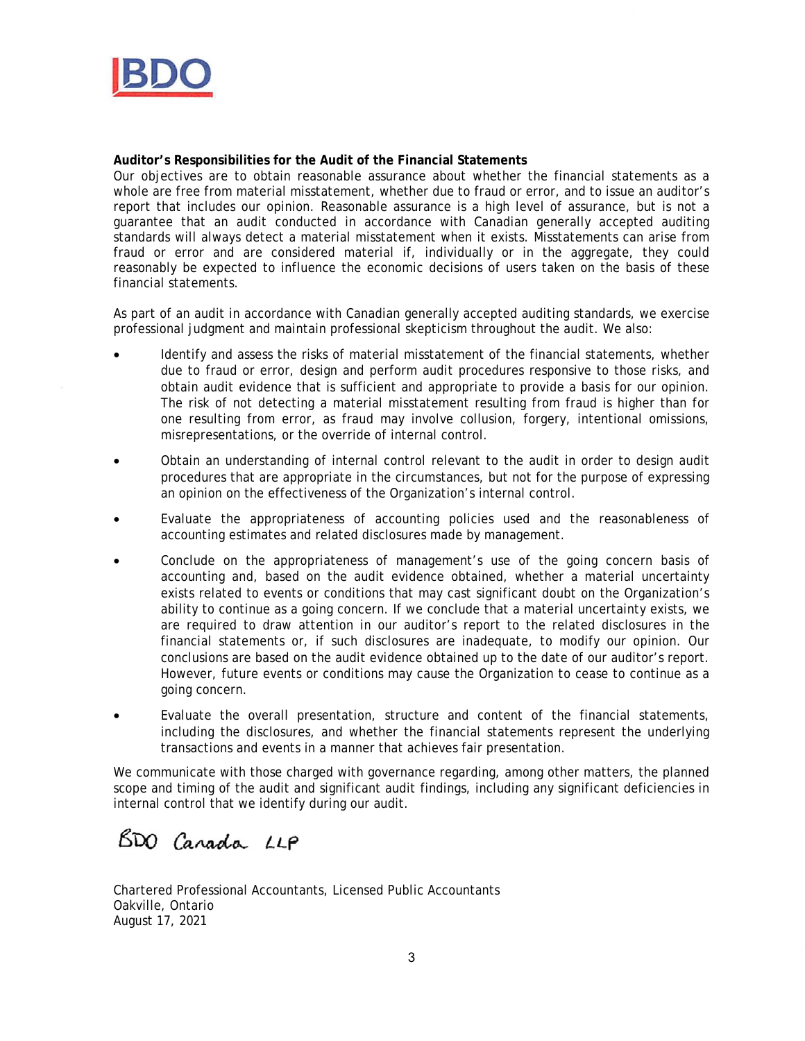**Auditor's Responsibilities for the Audit of the Financial Statements**

Our objectives are to obtain reasonable assurance about whether the financial statements as a whole are free from material misstatement, whether due to fraud or error, and to issue an auditor's report that includes our opinion. Reasonable assurance is a high level of assurance, but is not a guarantee that an audit conducted in accordance with Canadian generally accepted auditing standards will always detect a material misstatement when it exists. Misstatements can arise from fraud or error and are considered material if, individually or in the aggregate, they could reasonably be expected to influence the economic decisions of users taken on the basis of these financial statements.

As part of an audit in accordance with Canadian generally accepted auditing standards, we exercise professional judgment and maintain professional skepticism throughout the audit. We also:

- Identify and assess the risks of material misstatement of the financial statements, whether due to fraud or error, design and perform audit procedures responsive to those risks, and obtain audit evidence that is sufficient and appropriate to provide a basis for our opinion. The risk of not detecting a material misstatement resulting from fraud is higher than for one resulting from error, as fraud may involve collusion, forgery, intentional omissions, misrepresentations, or the override of internal control.
- Obtain an understanding of internal control relevant to the audit in order to design audit procedures that are appropriate in the circumstances, but not for the purpose of expressing an opinion on the effectiveness of the Organization's internal control.
- Evaluate the appropriateness of accounting policies used and the reasonableness of accounting estimates and related disclosures made by management.
- Conclude on the appropriateness of management's use of the going concern basis of accounting and, based on the audit evidence obtained, whether a material uncertainty exists related to events or conditions that may cast significant doubt on the Organization's ability to continue as a going concern. If we conclude that a material uncertainty exists, we are required to draw attention in our auditor's report to the related disclosures in the financial statements or, if such disclosures are inadequate, to modify our opinion. Our conclusions are based on the audit evidence obtained up to the date of our auditor's report. However, future events or conditions may cause the Organization to cease to continue as a going concern.
- Evaluate the overall presentation, structure and content of the financial statements, including the disclosures, and whether the financial statements represent the underlying transactions and events in a manner that achieves fair presentation.

We communicate with those charged with governance regarding, among other matters, the planned scope and timing of the audit and significant audit findings, including any significant deficiencies in internal control that we identify during our audit.

BDO Canada LLP

Chartered Professional Accountants, Licensed Public Accountants
Oakville, Ontario
August 17, 2021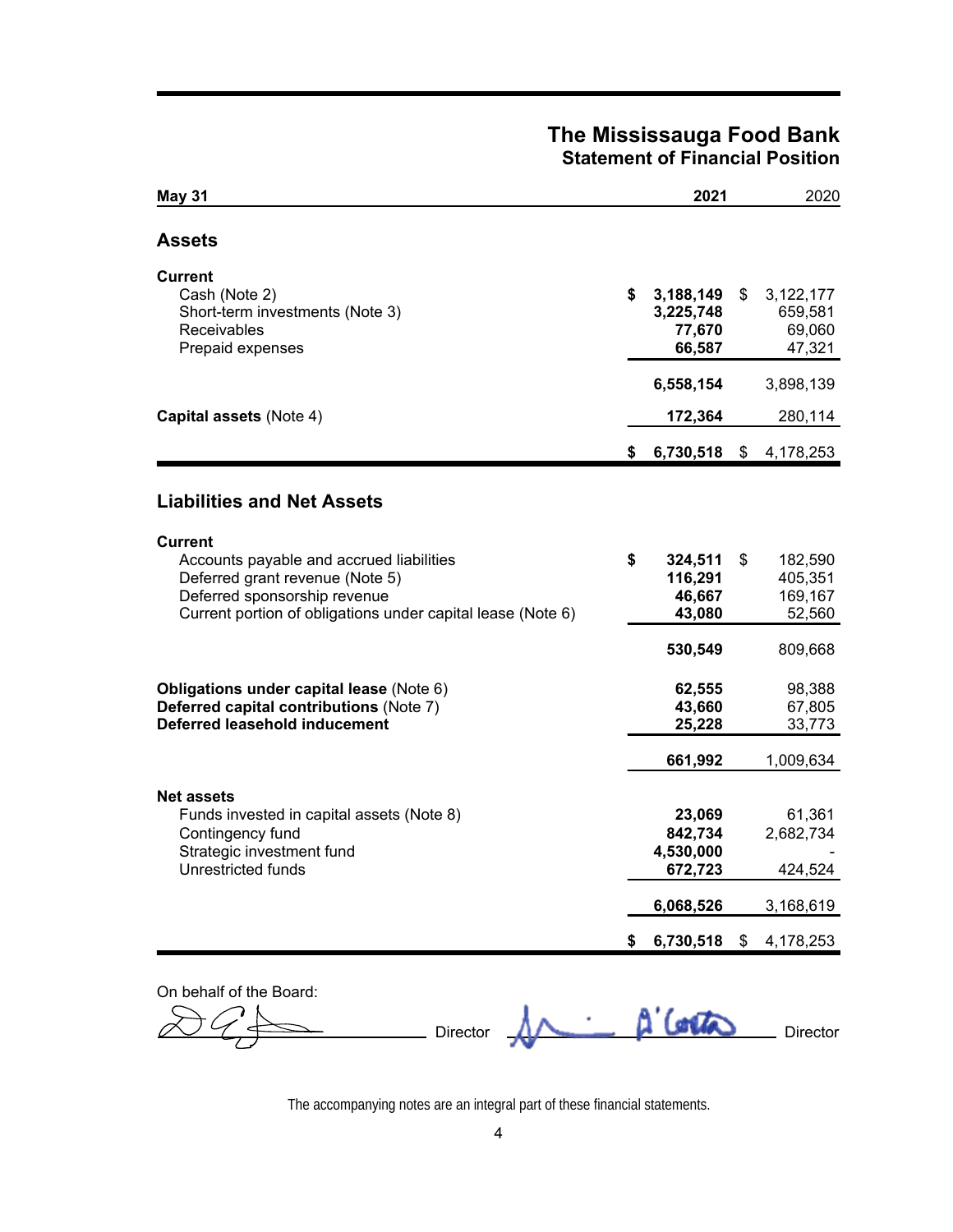# The Mississauga Food Bank
## Statement of Financial Position

| May 31 | 2021 | 2020 |
|---|---|---|
| **Assets** | | |
| **Current** | | |
| Cash (Note 2) | $ 3,188,149 | $ 3,122,177 |
| Short-term investments (Note 3) | 3,225,748 | 659,581 |
| Receivables | 77,670 | 69,060 |
| Prepaid expenses | 66,587 | 47,321 |
| | 6,558,154 | 3,898,139 |
| **Capital assets** (Note 4) | 172,364 | 280,114 |
| | $ 6,730,518 | $ 4,178,253 |
| **Liabilities and Net Assets** | | |
| **Current** | | |
| Accounts payable and accrued liabilities | $ 324,511 | $ 182,590 |
| Deferred grant revenue (Note 5) | 116,291 | 405,351 |
| Deferred sponsorship revenue | 46,667 | 169,167 |
| Current portion of obligations under capital lease (Note 6) | 43,080 | 52,560 |
| | 530,549 | 809,668 |
| **Obligations under capital lease** (Note 6) | 62,555 | 98,388 |
| **Deferred capital contributions** (Note 7) | 43,660 | 67,805 |
| **Deferred leasehold inducement** | 25,228 | 33,773 |
| | 661,992 | 1,009,634 |
| **Net assets** | | |
| Funds invested in capital assets (Note 8) | 23,069 | 61,361 |
| Contingency fund | 842,734 | 2,682,734 |
| Strategic investment fund | 4,530,000 | - |
| Unrestricted funds | 672,723 | 424,524 |
| | 6,068,526 | 3,168,619 |
| | $ 6,730,518 | $ 4,178,253 |

On behalf of the Board:

_______________ Director _______________ Director

The accompanying notes are an integral part of these financial statements.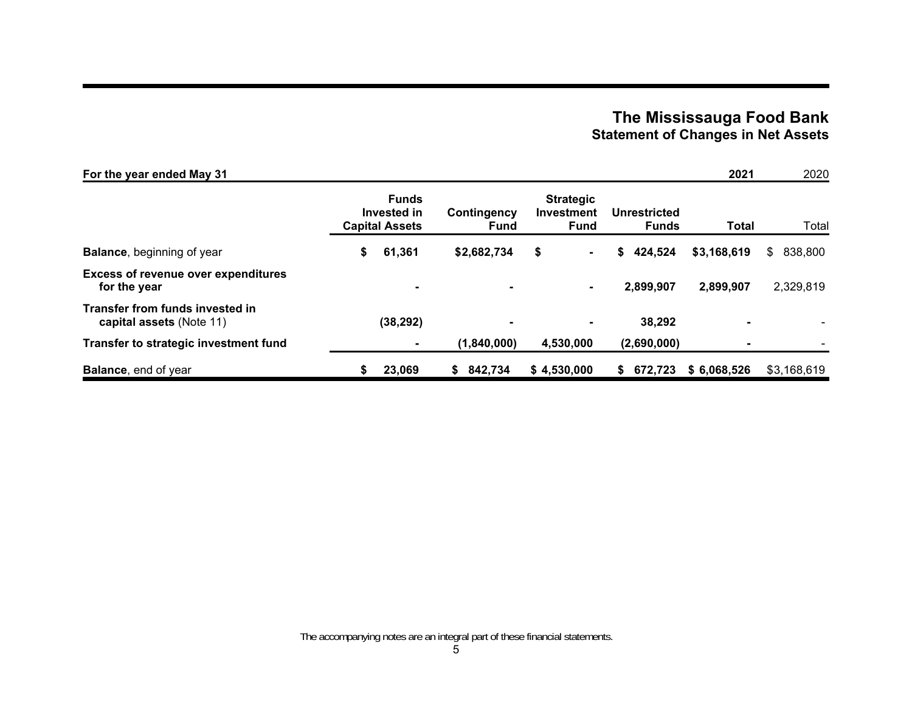# The Mississauga Food Bank
## Statement of Changes in Net Assets

| For the year ended May 31 | | | | | 2021 | 2020 |
|---|---|---|---|---|---|---|
| | Funds Invested in Capital Assets | Contingency Fund | Strategic Investment Fund | Unrestricted Funds | Total | Total |
| **Balance**, beginning of year | $ 61,361 | $2,682,734 | $ - | $ 424,524 | $3,168,619 | $ 838,800 |
| **Excess of revenue over expenditures for the year** | - | - | - | 2,899,907 | 2,899,907 | 2,329,819 |
| **Transfer from funds invested in capital assets** (Note 11) | (38,292) | - | - | 38,292 | - | - |
| **Transfer to strategic investment fund** | - | (1,840,000) | 4,530,000 | (2,690,000) | - | - |
| **Balance**, end of year | $ 23,069 | $ 842,734 | $ 4,530,000 | $ 672,723 | $ 6,068,526 | $3,168,619 |

The accompanying notes are an integral part of these financial statements.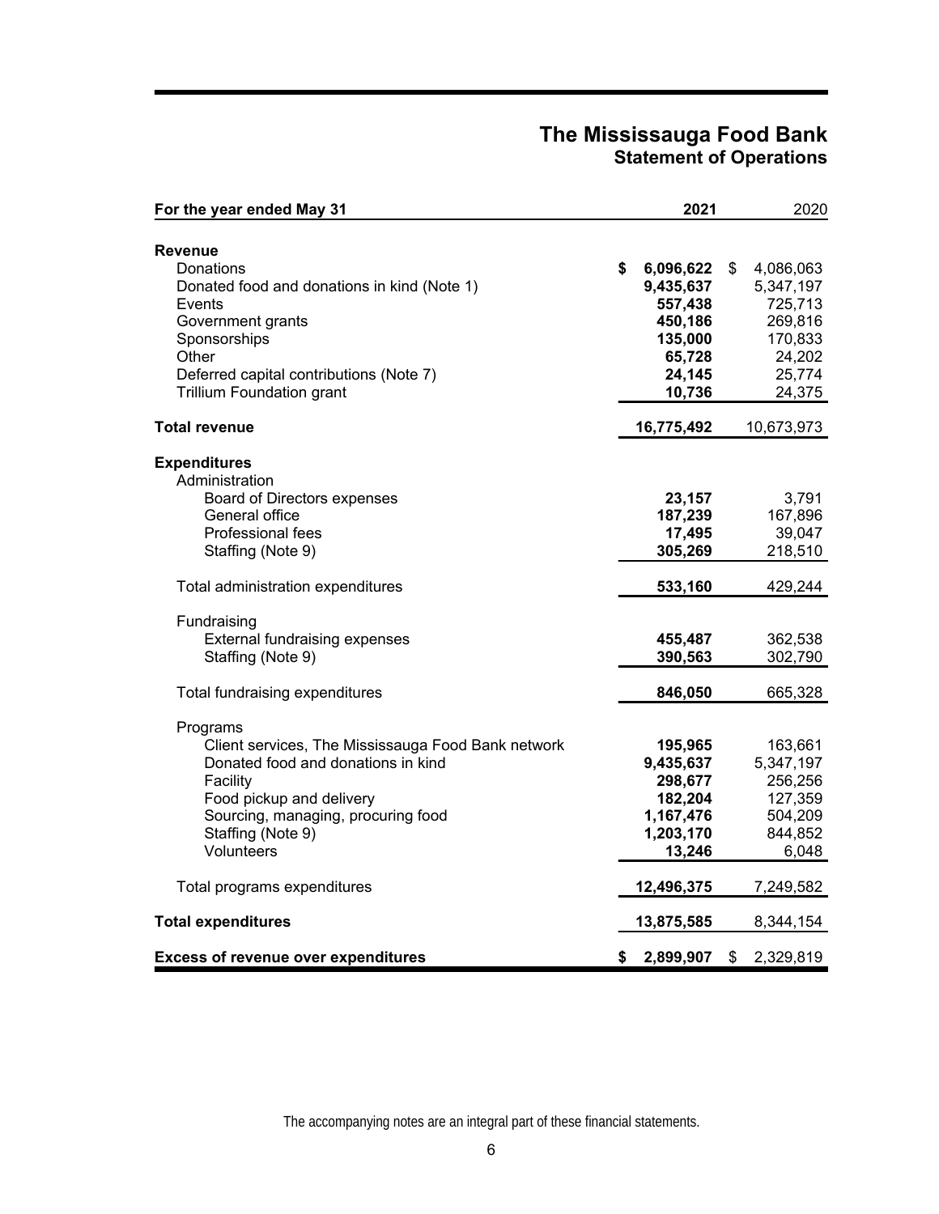# The Mississauga Food Bank
## Statement of Operations

| For the year ended May 31 | 2021 | 2020 |
|---|---|---|
| **Revenue** | | |
| Donations | **$ 6,096,622** | $ 4,086,063 |
| Donated food and donations in kind (Note 1) | **9,435,637** | 5,347,197 |
| Events | **557,438** | 725,713 |
| Government grants | **450,186** | 269,816 |
| Sponsorships | **135,000** | 170,833 |
| Other | **65,728** | 24,202 |
| Deferred capital contributions (Note 7) | **24,145** | 25,774 |
| Trillium Foundation grant | **10,736** | 24,375 |
| **Total revenue** | **16,775,492** | 10,673,973 |
| **Expenditures** | | |
| Administration | | |
| Board of Directors expenses | **23,157** | 3,791 |
| General office | **187,239** | 167,896 |
| Professional fees | **17,495** | 39,047 |
| Staffing (Note 9) | **305,269** | 218,510 |
| Total administration expenditures | **533,160** | 429,244 |
| Fundraising | | |
| External fundraising expenses | **455,487** | 362,538 |
| Staffing (Note 9) | **390,563** | 302,790 |
| Total fundraising expenditures | **846,050** | 665,328 |
| Programs | | |
| Client services, The Mississauga Food Bank network | **195,965** | 163,661 |
| Donated food and donations in kind | **9,435,637** | 5,347,197 |
| Facility | **298,677** | 256,256 |
| Food pickup and delivery | **182,204** | 127,359 |
| Sourcing, managing, procuring food | **1,167,476** | 504,209 |
| Staffing (Note 9) | **1,203,170** | 844,852 |
| Volunteers | **13,246** | 6,048 |
| Total programs expenditures | **12,496,375** | 7,249,582 |
| **Total expenditures** | **13,875,585** | 8,344,154 |
| **Excess of revenue over expenditures** | **$ 2,899,907** | $ 2,329,819 |

The accompanying notes are an integral part of these financial statements.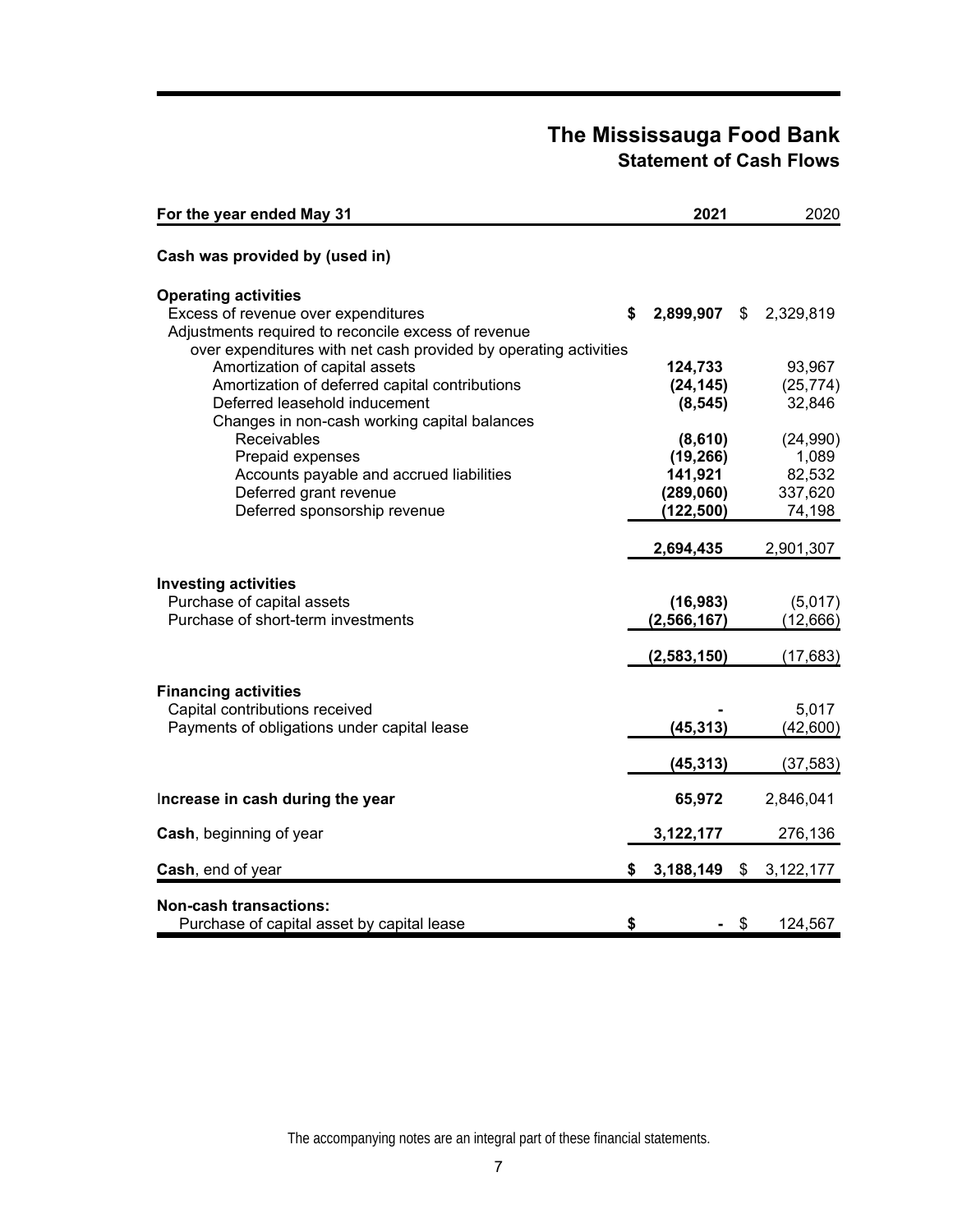# The Mississauga Food Bank

## Statement of Cash Flows

| For the year ended May 31 | 2021 | 2020 |
|---|---|---|
| **Cash was provided by (used in)** | | |
| **Operating activities** | | |
| Excess of revenue over expenditures | $ 2,899,907 | $ 2,329,819 |
| Adjustments required to reconcile excess of revenue over expenditures with net cash provided by operating activities | | |
| Amortization of capital assets | 124,733 | 93,967 |
| Amortization of deferred capital contributions | (24,145) | (25,774) |
| Deferred leasehold inducement | (8,545) | 32,846 |
| Changes in non-cash working capital balances | | |
| Receivables | (8,610) | (24,990) |
| Prepaid expenses | (19,266) | 1,089 |
| Accounts payable and accrued liabilities | 141,921 | 82,532 |
| Deferred grant revenue | (289,060) | 337,620 |
| Deferred sponsorship revenue | (122,500) | 74,198 |
| | 2,694,435 | 2,901,307 |
| **Investing activities** | | |
| Purchase of capital assets | (16,983) | (5,017) |
| Purchase of short-term investments | (2,566,167) | (12,666) |
| | (2,583,150) | (17,683) |
| **Financing activities** | | |
| Capital contributions received | - | 5,017 |
| Payments of obligations under capital lease | (45,313) | (42,600) |
| | (45,313) | (37,583) |
| **Increase in cash during the year** | 65,972 | 2,846,041 |
| **Cash**, beginning of year | 3,122,177 | 276,136 |
| **Cash**, end of year | $ 3,188,149 | $ 3,122,177 |
| **Non-cash transactions:** | | |
| Purchase of capital asset by capital lease | $ - | $ 124,567 |

The accompanying notes are an integral part of these financial statements.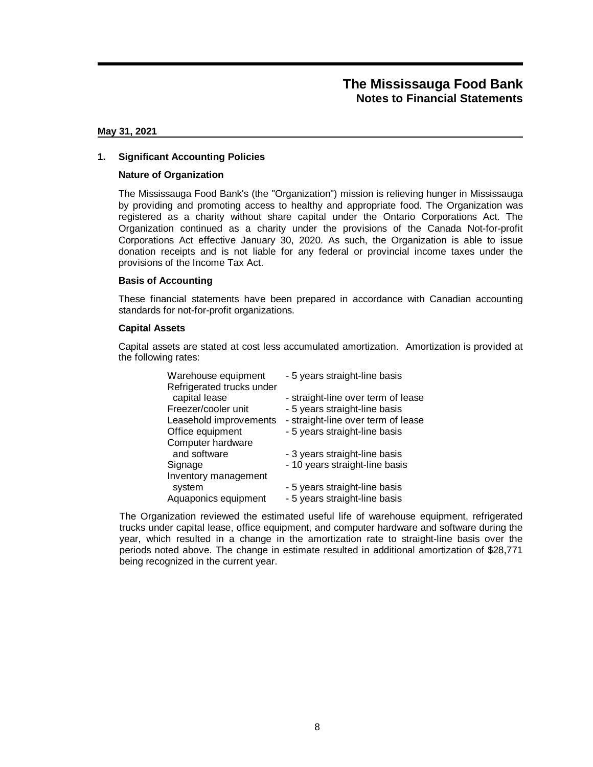**May 31, 2021**

## 1. Significant Accounting Policies

### Nature of Organization

The Mississauga Food Bank's (the "Organization") mission is relieving hunger in Mississauga by providing and promoting access to healthy and appropriate food. The Organization was registered as a charity without share capital under the Ontario Corporations Act. The Organization continued as a charity under the provisions of the Canada Not-for-profit Corporations Act effective January 30, 2020. As such, the Organization is able to issue donation receipts and is not liable for any federal or provincial income taxes under the provisions of the Income Tax Act.

### Basis of Accounting

These financial statements have been prepared in accordance with Canadian accounting standards for not-for-profit organizations.

### Capital Assets

Capital assets are stated at cost less accumulated amortization. Amortization is provided at the following rates:

| | |
|---|---|
| Warehouse equipment | - 5 years straight-line basis |
| Refrigerated trucks under capital lease | - straight-line over term of lease |
| Freezer/cooler unit | - 5 years straight-line basis |
| Leasehold improvements | - straight-line over term of lease |
| Office equipment | - 5 years straight-line basis |
| Computer hardware and software | - 3 years straight-line basis |
| Signage | - 10 years straight-line basis |
| Inventory management system | - 5 years straight-line basis |
| Aquaponics equipment | - 5 years straight-line basis |

The Organization reviewed the estimated useful life of warehouse equipment, refrigerated trucks under capital lease, office equipment, and computer hardware and software during the year, which resulted in a change in the amortization rate to straight-line basis over the periods noted above. The change in estimate resulted in additional amortization of $28,771 being recognized in the current year.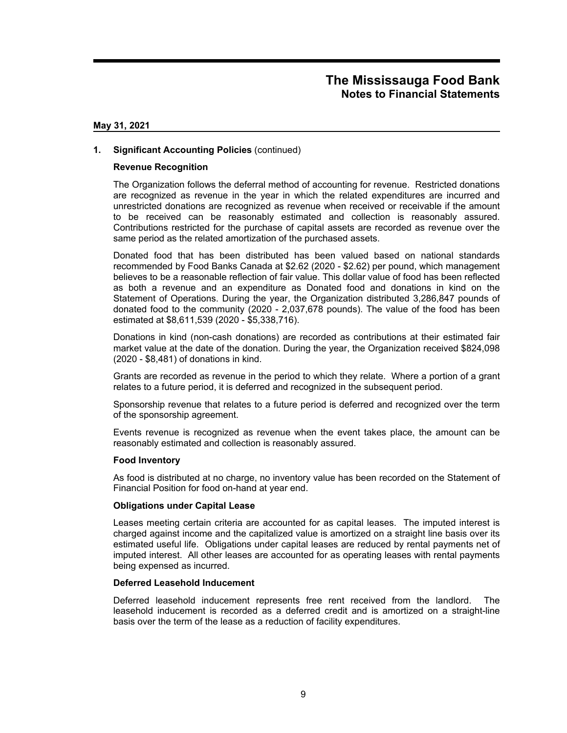# The Mississauga Food Bank
## Notes to Financial Statements

**May 31, 2021**

**1. Significant Accounting Policies** (continued)

**Revenue Recognition**

The Organization follows the deferral method of accounting for revenue. Restricted donations are recognized as revenue in the year in which the related expenditures are incurred and unrestricted donations are recognized as revenue when received or receivable if the amount to be received can be reasonably estimated and collection is reasonably assured. Contributions restricted for the purchase of capital assets are recorded as revenue over the same period as the related amortization of the purchased assets.

Donated food that has been distributed has been valued based on national standards recommended by Food Banks Canada at $2.62 (2020 - $2.62) per pound, which management believes to be a reasonable reflection of fair value. This dollar value of food has been reflected as both a revenue and an expenditure as Donated food and donations in kind on the Statement of Operations. During the year, the Organization distributed 3,286,847 pounds of donated food to the community (2020 - 2,037,678 pounds). The value of the food has been estimated at $8,611,539 (2020 - $5,338,716).

Donations in kind (non-cash donations) are recorded as contributions at their estimated fair market value at the date of the donation. During the year, the Organization received $824,098 (2020 - $8,481) of donations in kind.

Grants are recorded as revenue in the period to which they relate. Where a portion of a grant relates to a future period, it is deferred and recognized in the subsequent period.

Sponsorship revenue that relates to a future period is deferred and recognized over the term of the sponsorship agreement.

Events revenue is recognized as revenue when the event takes place, the amount can be reasonably estimated and collection is reasonably assured.

**Food Inventory**

As food is distributed at no charge, no inventory value has been recorded on the Statement of Financial Position for food on-hand at year end.

**Obligations under Capital Lease**

Leases meeting certain criteria are accounted for as capital leases. The imputed interest is charged against income and the capitalized value is amortized on a straight line basis over its estimated useful life. Obligations under capital leases are reduced by rental payments net of imputed interest. All other leases are accounted for as operating leases with rental payments being expensed as incurred.

**Deferred Leasehold Inducement**

Deferred leasehold inducement represents free rent received from the landlord. The leasehold inducement is recorded as a deferred credit and is amortized on a straight-line basis over the term of the lease as a reduction of facility expenditures.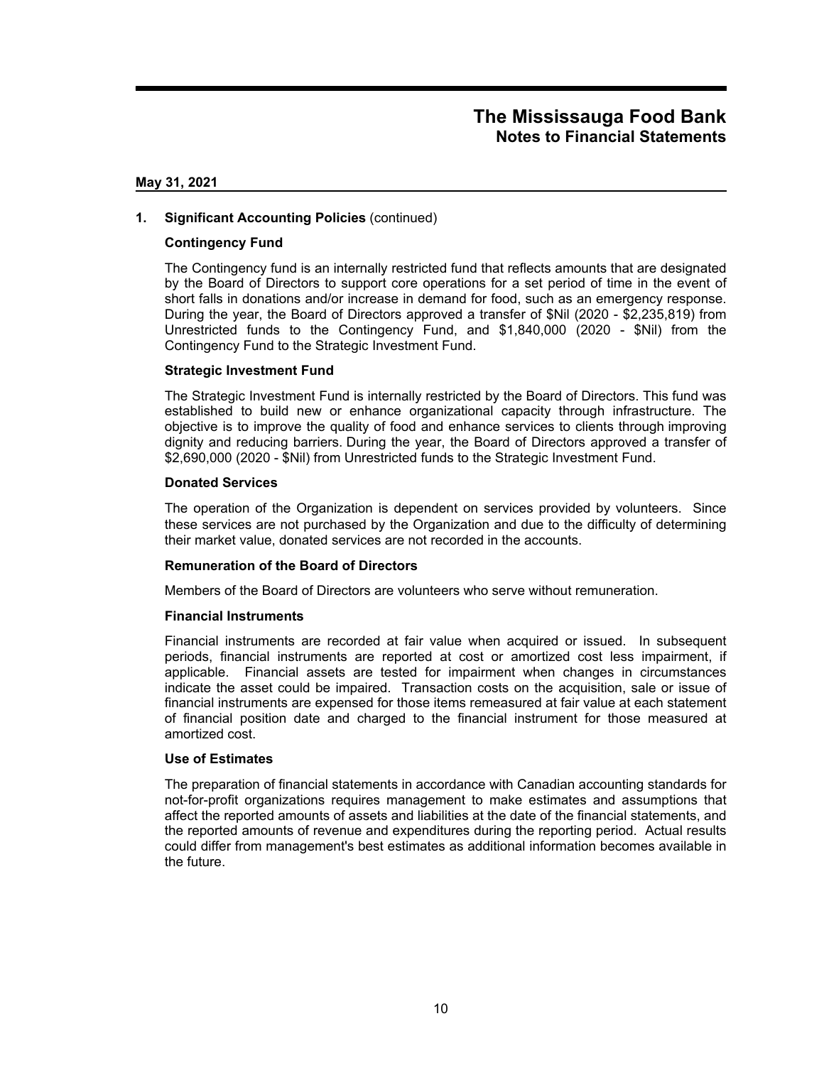**May 31, 2021**

## 1. Significant Accounting Policies (continued)

### Contingency Fund

The Contingency fund is an internally restricted fund that reflects amounts that are designated by the Board of Directors to support core operations for a set period of time in the event of short falls in donations and/or increase in demand for food, such as an emergency response. During the year, the Board of Directors approved a transfer of $Nil (2020 - $2,235,819) from Unrestricted funds to the Contingency Fund, and $1,840,000 (2020 - $Nil) from the Contingency Fund to the Strategic Investment Fund.

### Strategic Investment Fund

The Strategic Investment Fund is internally restricted by the Board of Directors. This fund was established to build new or enhance organizational capacity through infrastructure. The objective is to improve the quality of food and enhance services to clients through improving dignity and reducing barriers. During the year, the Board of Directors approved a transfer of $2,690,000 (2020 - $Nil) from Unrestricted funds to the Strategic Investment Fund.

### Donated Services

The operation of the Organization is dependent on services provided by volunteers. Since these services are not purchased by the Organization and due to the difficulty of determining their market value, donated services are not recorded in the accounts.

### Remuneration of the Board of Directors

Members of the Board of Directors are volunteers who serve without remuneration.

### Financial Instruments

Financial instruments are recorded at fair value when acquired or issued. In subsequent periods, financial instruments are reported at cost or amortized cost less impairment, if applicable. Financial assets are tested for impairment when changes in circumstances indicate the asset could be impaired. Transaction costs on the acquisition, sale or issue of financial instruments are expensed for those items remeasured at fair value at each statement of financial position date and charged to the financial instrument for those measured at amortized cost.

### Use of Estimates

The preparation of financial statements in accordance with Canadian accounting standards for not-for-profit organizations requires management to make estimates and assumptions that affect the reported amounts of assets and liabilities at the date of the financial statements, and the reported amounts of revenue and expenditures during the reporting period. Actual results could differ from management's best estimates as additional information becomes available in the future.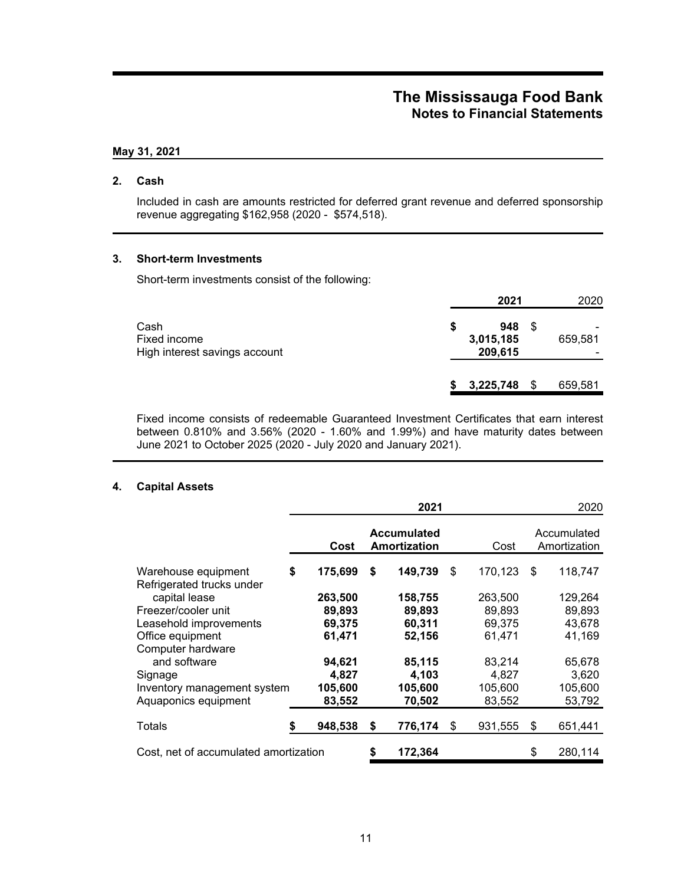# The Mississauga Food Bank
## Notes to Financial Statements

**May 31, 2021**

### 2. Cash

Included in cash are amounts restricted for deferred grant revenue and deferred sponsorship revenue aggregating $162,958 (2020 - $574,518).

### 3. Short-term Investments

Short-term investments consist of the following:

| | **2021** | 2020 |
|---|---|---|
| Cash | **$ 948** | $ - |
| Fixed income | **3,015,185** | 659,581 |
| High interest savings account | **209,615** | - |
| | **$ 3,225,748** | $ 659,581 |

Fixed income consists of redeemable Guaranteed Investment Certificates that earn interest between 0.810% and 3.56% (2020 - 1.60% and 1.99%) and have maturity dates between June 2021 to October 2025 (2020 - July 2020 and January 2021).

### 4. Capital Assets

| | **2021** | | 2020 | |
|---|---|---|---|---|
| | **Cost** | **Accumulated Amortization** | Cost | Accumulated Amortization |
| Warehouse equipment | **$ 175,699** | **$ 149,739** | $ 170,123 | $ 118,747 |
| Refrigerated trucks under capital lease | **263,500** | **158,755** | 263,500 | 129,264 |
| Freezer/cooler unit | **89,893** | **89,893** | 89,893 | 89,893 |
| Leasehold improvements | **69,375** | **60,311** | 69,375 | 43,678 |
| Office equipment | **61,471** | **52,156** | 61,471 | 41,169 |
| Computer hardware and software | **94,621** | **85,115** | 83,214 | 65,678 |
| Signage | **4,827** | **4,103** | 4,827 | 3,620 |
| Inventory management system | **105,600** | **105,600** | 105,600 | 105,600 |
| Aquaponics equipment | **83,552** | **70,502** | 83,552 | 53,792 |
| Totals | **$ 948,538** | **$ 776,174** | $ 931,555 | $ 651,441 |
| Cost, net of accumulated amortization | | **$ 172,364** | | $ 280,114 |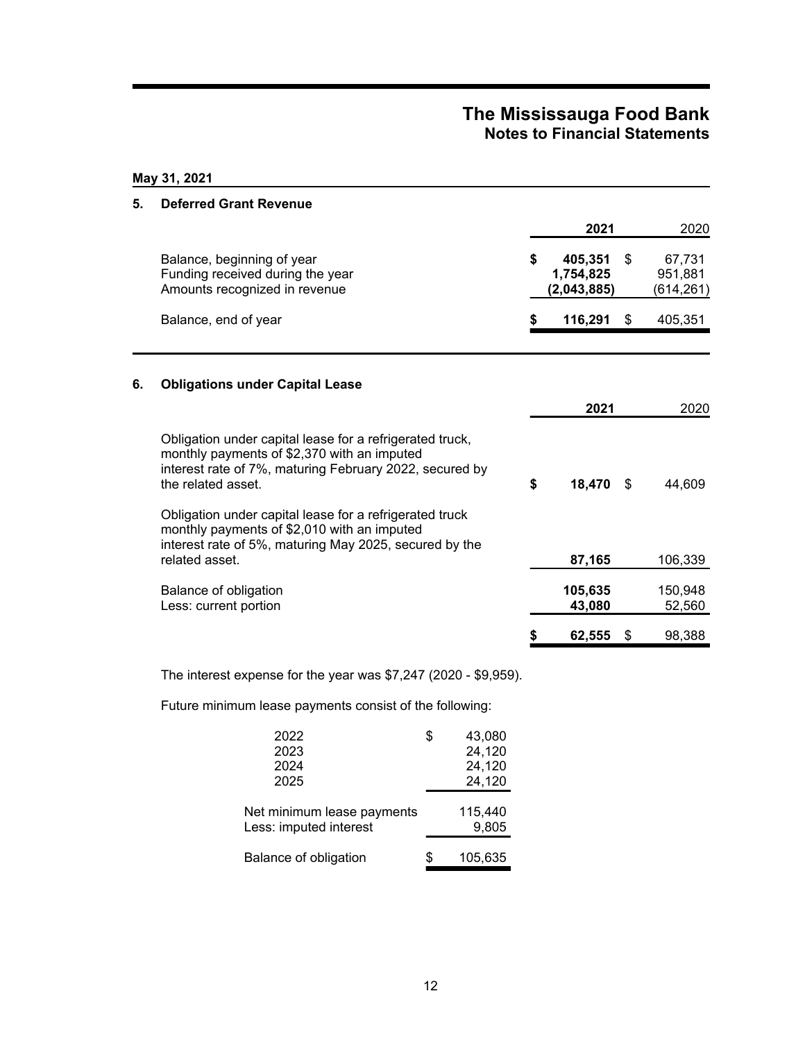# The Mississauga Food Bank
## Notes to Financial Statements

**May 31, 2021**

### 5. Deferred Grant Revenue

| | 2021 | 2020 |
|---|---|---|
| Balance, beginning of year | $ **405,351** | $ 67,731 |
| Funding received during the year | **1,754,825** | 951,881 |
| Amounts recognized in revenue | **(2,043,885)** | (614,261) |
| Balance, end of year | $ **116,291** | $ 405,351 |

### 6. Obligations under Capital Lease

| | 2021 | 2020 |
|---|---|---|
| Obligation under capital lease for a refrigerated truck, monthly payments of $2,370 with an imputed interest rate of 7%, maturing February 2022, secured by the related asset. | $ **18,470** | $ 44,609 |
| Obligation under capital lease for a refrigerated truck monthly payments of $2,010 with an imputed interest rate of 5%, maturing May 2025, secured by the related asset. | **87,165** | 106,339 |
| Balance of obligation | **105,635** | 150,948 |
| Less: current portion | **43,080** | 52,560 |
| | $ **62,555** | $ 98,388 |

The interest expense for the year was $7,247 (2020 - $9,959).

Future minimum lease payments consist of the following:

| | |
|---|---|
| 2022 | $ 43,080 |
| 2023 | 24,120 |
| 2024 | 24,120 |
| 2025 | 24,120 |
| Net minimum lease payments | 115,440 |
| Less: imputed interest | 9,805 |
| Balance of obligation | $ 105,635 |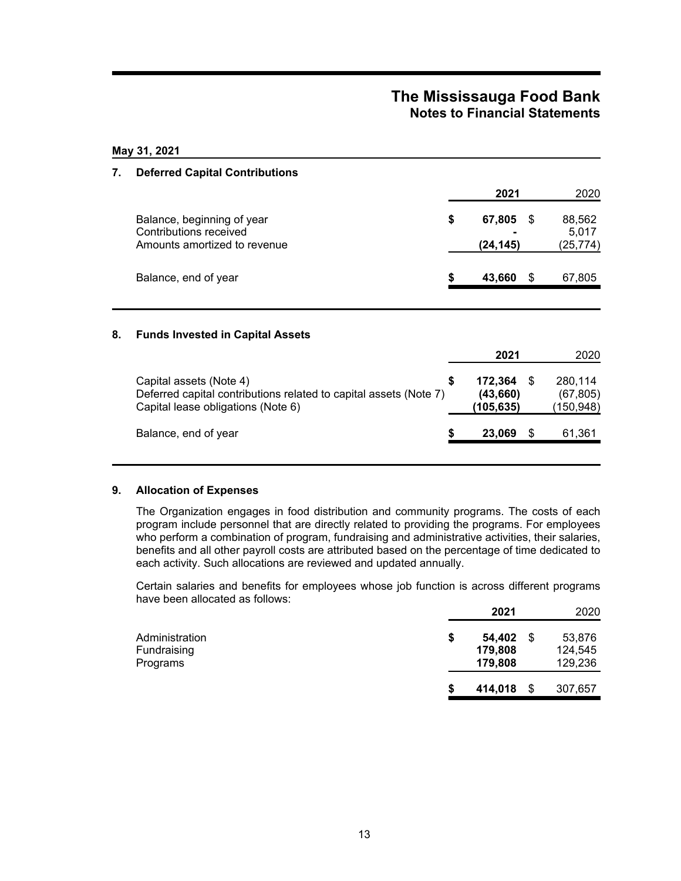# The Mississauga Food Bank
## Notes to Financial Statements

**May 31, 2021**

### 7. Deferred Capital Contributions

| | 2021 | 2020 |
|---|---|---|
| Balance, beginning of year | $ 67,805 | $ 88,562 |
| Contributions received | - | 5,017 |
| Amounts amortized to revenue | (24,145) | (25,774) |
| Balance, end of year | $ 43,660 | $ 67,805 |

### 8. Funds Invested in Capital Assets

| | 2021 | 2020 |
|---|---|---|
| Capital assets (Note 4) | $ 172,364 | $ 280,114 |
| Deferred capital contributions related to capital assets (Note 7) | (43,660) | (67,805) |
| Capital lease obligations (Note 6) | (105,635) | (150,948) |
| Balance, end of year | $ 23,069 | $ 61,361 |

### 9. Allocation of Expenses

The Organization engages in food distribution and community programs. The costs of each program include personnel that are directly related to providing the programs. For employees who perform a combination of program, fundraising and administrative activities, their salaries, benefits and all other payroll costs are attributed based on the percentage of time dedicated to each activity. Such allocations are reviewed and updated annually.

Certain salaries and benefits for employees whose job function is across different programs have been allocated as follows:

| | 2021 | 2020 |
|---|---|---|
| Administration | $ 54,402 | $ 53,876 |
| Fundraising | 179,808 | 124,545 |
| Programs | 179,808 | 129,236 |
| | $ 414,018 | $ 307,657 |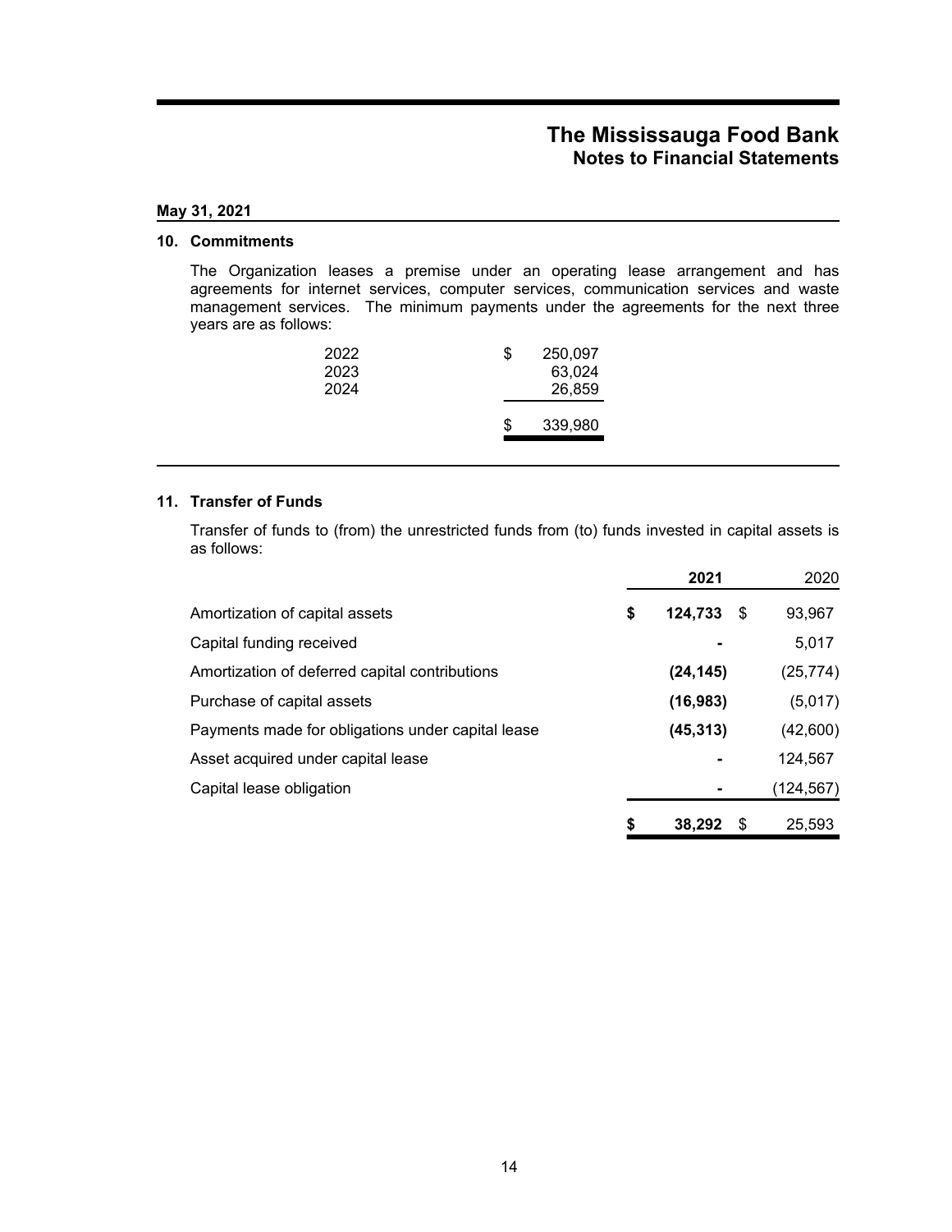# The Mississauga Food Bank
## Notes to Financial Statements

**May 31, 2021**

### 10. Commitments

The Organization leases a premise under an operating lease arrangement and has agreements for internet services, computer services, communication services and waste management services. The minimum payments under the agreements for the next three years are as follows:

| | |
|---|---|
| 2022 | $ 250,097 |
| 2023 | 63,024 |
| 2024 | 26,859 |
| | $ 339,980 |

### 11. Transfer of Funds

Transfer of funds to (from) the unrestricted funds from (to) funds invested in capital assets is as follows:

| | **2021** | 2020 |
|---|---|---|
| Amortization of capital assets | **$ 124,733** | $ 93,967 |
| Capital funding received | **-** | 5,017 |
| Amortization of deferred capital contributions | **(24,145)** | (25,774) |
| Purchase of capital assets | **(16,983)** | (5,017) |
| Payments made for obligations under capital lease | **(45,313)** | (42,600) |
| Asset acquired under capital lease | **-** | 124,567 |
| Capital lease obligation | **-** | (124,567) |
| | **$ 38,292** | $ 25,593 |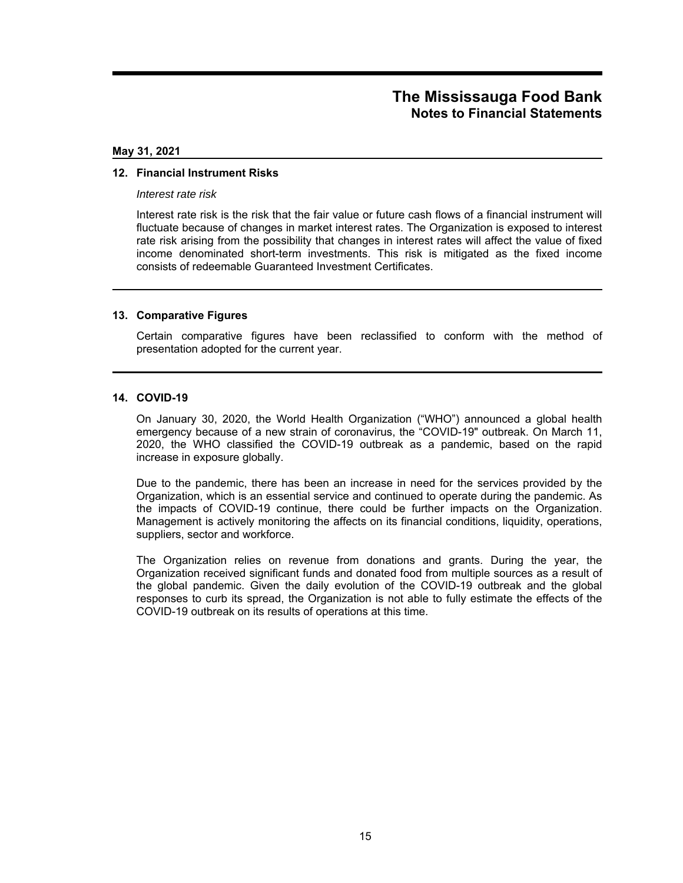**May 31, 2021**

## 12. Financial Instrument Risks

*Interest rate risk*

Interest rate risk is the risk that the fair value or future cash flows of a financial instrument will fluctuate because of changes in market interest rates. The Organization is exposed to interest rate risk arising from the possibility that changes in interest rates will affect the value of fixed income denominated short-term investments. This risk is mitigated as the fixed income consists of redeemable Guaranteed Investment Certificates.

## 13. Comparative Figures

Certain comparative figures have been reclassified to conform with the method of presentation adopted for the current year.

## 14. COVID-19

On January 30, 2020, the World Health Organization ("WHO") announced a global health emergency because of a new strain of coronavirus, the "COVID-19" outbreak. On March 11, 2020, the WHO classified the COVID-19 outbreak as a pandemic, based on the rapid increase in exposure globally.

Due to the pandemic, there has been an increase in need for the services provided by the Organization, which is an essential service and continued to operate during the pandemic. As the impacts of COVID-19 continue, there could be further impacts on the Organization. Management is actively monitoring the affects on its financial conditions, liquidity, operations, suppliers, sector and workforce.

The Organization relies on revenue from donations and grants. During the year, the Organization received significant funds and donated food from multiple sources as a result of the global pandemic. Given the daily evolution of the COVID-19 outbreak and the global responses to curb its spread, the Organization is not able to fully estimate the effects of the COVID-19 outbreak on its results of operations at this time.